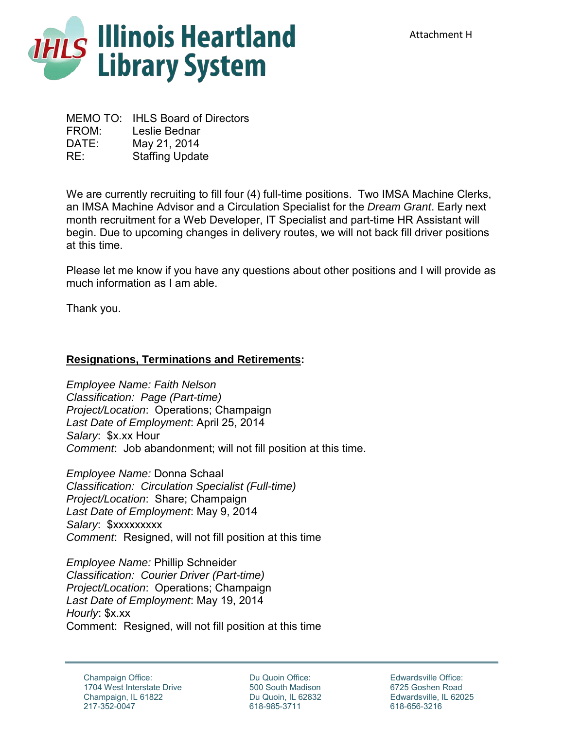# Illinois Heartland Library System

Attachment H

MEMO TO: IHLS Board of Directors
FROM: Leslie Bednar
DATE: May 21, 2014
RE: Staffing Update

We are currently recruiting to fill four (4) full-time positions. Two IMSA Machine Clerks, an IMSA Machine Advisor and a Circulation Specialist for the *Dream Grant*. Early next month recruitment for a Web Developer, IT Specialist and part-time HR Assistant will begin. Due to upcoming changes in delivery routes, we will not back fill driver positions at this time.

Please let me know if you have any questions about other positions and I will provide as much information as I am able.

Thank you.

**Resignations, Terminations and Retirements:**

*Employee Name: Faith Nelson*
*Classification: Page (Part-time)*
*Project/Location*: Operations; Champaign
*Last Date of Employment*: April 25, 2014
*Salary*: $x.xx Hour
*Comment*: Job abandonment; will not fill position at this time.

*Employee Name:* Donna Schaal
*Classification: Circulation Specialist (Full-time)*
*Project/Location*: Share; Champaign
*Last Date of Employment*: May 9, 2014
*Salary*: $xxxxxxxxx
*Comment*: Resigned, will not fill position at this time

*Employee Name:* Phillip Schneider
*Classification: Courier Driver (Part-time)*
*Project/Location*: Operations; Champaign
*Last Date of Employment*: May 19, 2014
*Hourly*: $x.xx
Comment: Resigned, will not fill position at this time

Champaign Office:
1704 West Interstate Drive
Champaign, IL 61822
217-352-0047

Du Quoin Office:
500 South Madison
Du Quoin, IL 62832
618-985-3711

Edwardsville Office:
6725 Goshen Road
Edwardsville, IL 62025
618-656-3216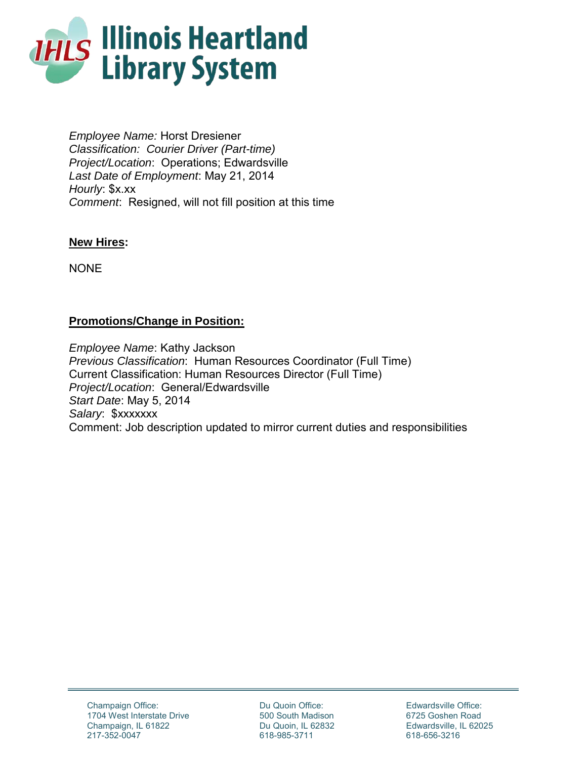*Employee Name:* Horst Dresiener
*Classification: Courier Driver (Part-time)*
*Project/Location*: Operations; Edwardsville
*Last Date of Employment*: May 21, 2014
*Hourly*: $x.xx
*Comment*: Resigned, will not fill position at this time

**New Hires:**

NONE

**Promotions/Change in Position:**

*Employee Name*: Kathy Jackson
*Previous Classification*: Human Resources Coordinator (Full Time)
Current Classification: Human Resources Director (Full Time)
*Project/Location*: General/Edwardsville
*Start Date*: May 5, 2014
*Salary*: $xxxxxxx
Comment: Job description updated to mirror current duties and responsibilities